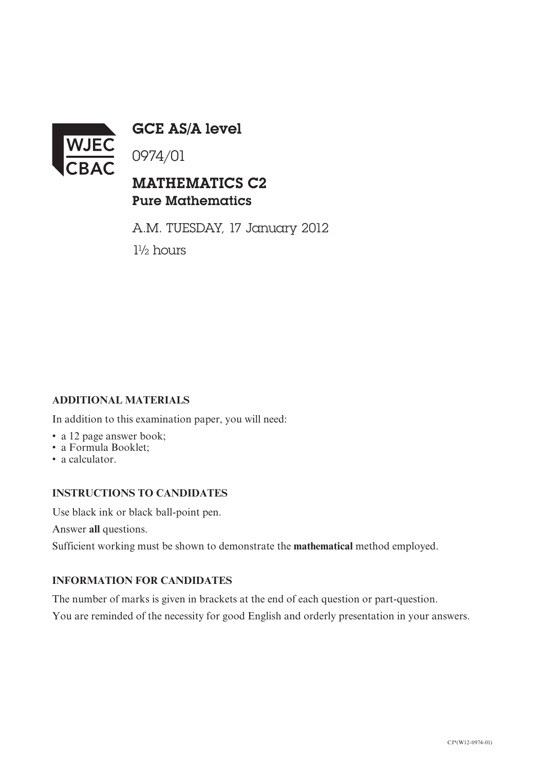WJEC CBAC

# GCE AS/A level

0974/01

## MATHEMATICS C2
### Pure Mathematics

A.M. TUESDAY, 17 January 2012

1½ hours

**ADDITIONAL MATERIALS**

In addition to this examination paper, you will need:

- a 12 page answer book;
- a Formula Booklet;
- a calculator.

**INSTRUCTIONS TO CANDIDATES**

Use black ink or black ball-point pen.

Answer **all** questions.

Sufficient working must be shown to demonstrate the **mathematical** method employed.

**INFORMATION FOR CANDIDATES**

The number of marks is given in brackets at the end of each question or part-question.

You are reminded of the necessity for good English and orderly presentation in your answers.

CJ*(W12-0974-01)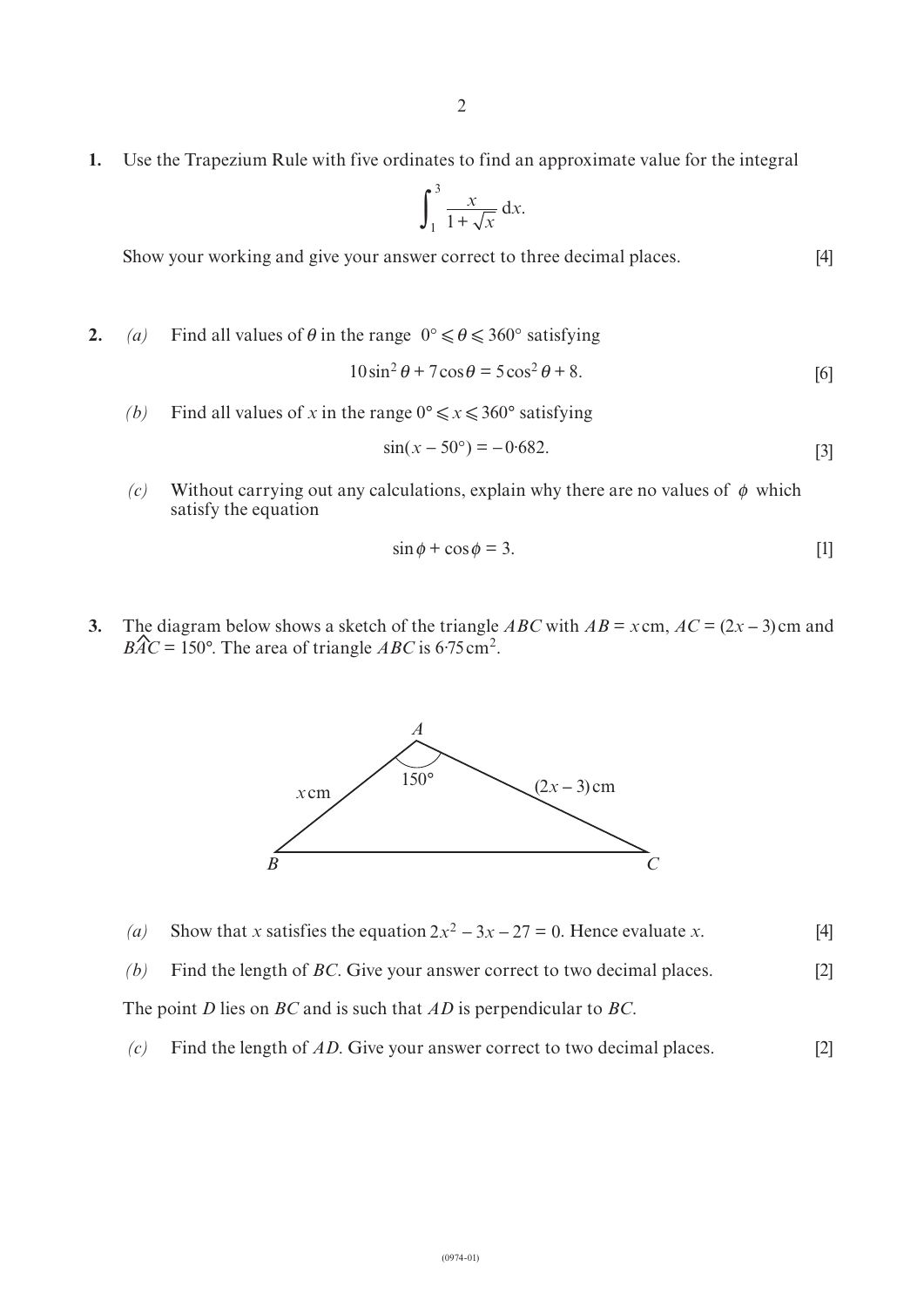**1.** Use the Trapezium Rule with five ordinates to find an approximate value for the integral

$$\int_1^3 \frac{x}{1+\sqrt{x}}\,dx.$$

Show your working and give your answer correct to three decimal places. [4]

**2.** *(a)* Find all values of $\theta$ in the range $0° \leqslant \theta \leqslant 360°$ satisfying

$$10\sin^2\theta + 7\cos\theta = 5\cos^2\theta + 8.$$ [6]

*(b)* Find all values of $x$ in the range $0° \leqslant x \leqslant 360°$ satisfying

$$\sin(x - 50°) = -0{\cdot}682.$$ [3]

*(c)* Without carrying out any calculations, explain why there are no values of $\phi$ which satisfy the equation

$$\sin\phi + \cos\phi = 3.$$ [1]

**3.** The diagram below shows a sketch of the triangle $ABC$ with $AB = x$ cm, $AC = (2x - 3)$ cm and $B\widehat{A}C = 150°$. The area of triangle $ABC$ is $6{\cdot}75\,\text{cm}^2$.

*(a)* Show that $x$ satisfies the equation $2x^2 - 3x - 27 = 0$. Hence evaluate $x$. [4]

*(b)* Find the length of $BC$. Give your answer correct to two decimal places. [2]

The point $D$ lies on $BC$ and is such that $AD$ is perpendicular to $BC$.

*(c)* Find the length of $AD$. Give your answer correct to two decimal places. [2]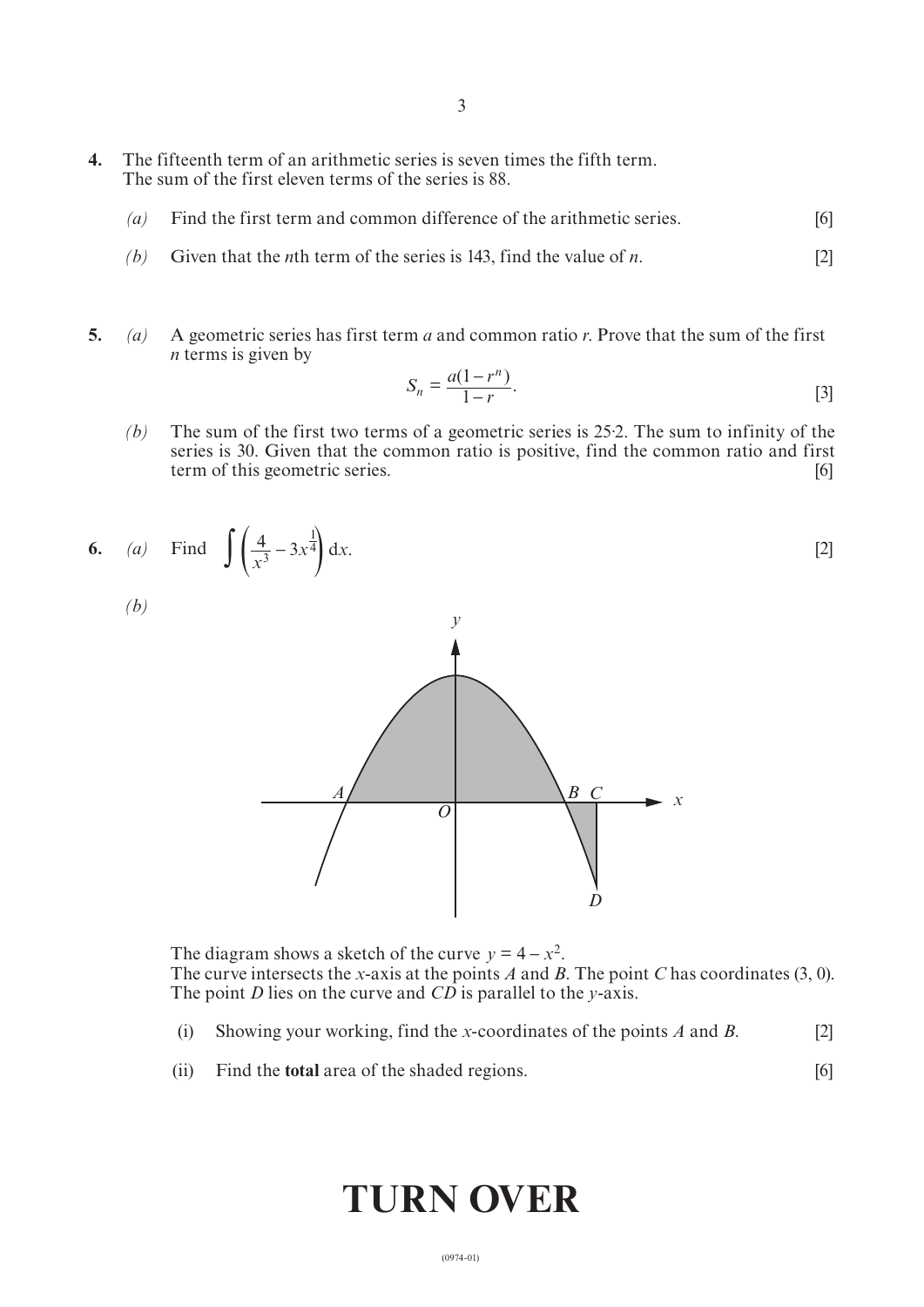**4.** The fifteenth term of an arithmetic series is seven times the fifth term.
The sum of the first eleven terms of the series is 88.

*(a)* Find the first term and common difference of the arithmetic series. [6]

*(b)* Given that the $n$th term of the series is 143, find the value of $n$. [2]

**5.** *(a)* A geometric series has first term $a$ and common ratio $r$. Prove that the sum of the first $n$ terms is given by

$$S_n = \frac{a(1-r^n)}{1-r}.$$

[3]

*(b)* The sum of the first two terms of a geometric series is 25·2. The sum to infinity of the series is 30. Given that the common ratio is positive, find the common ratio and first term of this geometric series. [6]

**6.** *(a)* Find $\displaystyle\int \left(\frac{4}{x^3} - 3x^{\frac{1}{4}}\right) \mathrm{d}x.$ [2]

*(b)*

The diagram shows a sketch of the curve $y = 4 - x^2$.
The curve intersects the $x$-axis at the points $A$ and $B$. The point $C$ has coordinates (3, 0).
The point $D$ lies on the curve and $CD$ is parallel to the $y$-axis.

(i) Showing your working, find the $x$-coordinates of the points $A$ and $B$. [2]

(ii) Find the **total** area of the shaded regions. [6]

# TURN OVER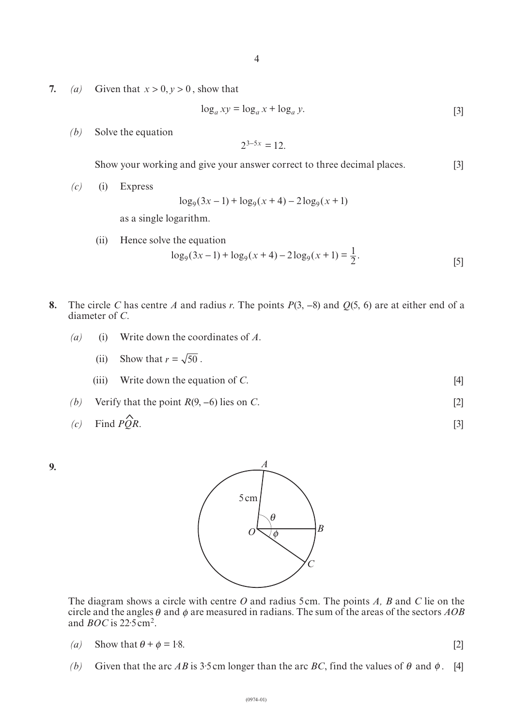**7.** *(a)* Given that $x > 0, y > 0$, show that

$$\log_a xy = \log_a x + \log_a y.$$ [3]

*(b)* Solve the equation

$$2^{3-5x} = 12.$$

Show your working and give your answer correct to three decimal places. [3]

*(c)* (i) Express

$$\log_9(3x-1) + \log_9(x+4) - 2\log_9(x+1)$$

as a single logarithm.

(ii) Hence solve the equation

$$\log_9(3x-1) + \log_9(x+4) - 2\log_9(x+1) = \frac{1}{2}.$$ [5]

**8.** The circle $C$ has centre $A$ and radius $r$. The points $P(3, -8)$ and $Q(5, 6)$ are at either end of a diameter of $C$.

*(a)* (i) Write down the coordinates of $A$.

(ii) Show that $r = \sqrt{50}$.

(iii) Write down the equation of $C$. [4]

*(b)* Verify that the point $R(9, -6)$ lies on $C$. [2]

*(c)* Find $P\hat{Q}R$. [3]

**9.**

A

5 cm

$\theta$

O

$\phi$

B

C

The diagram shows a circle with centre $O$ and radius 5 cm. The points $A$, $B$ and $C$ lie on the circle and the angles $\theta$ and $\phi$ are measured in radians. The sum of the areas of the sectors $AOB$ and $BOC$ is 22·5 cm$^2$.

*(a)* Show that $\theta + \phi = 1{\cdot}8$. [2]

*(b)* Given that the arc $AB$ is 3·5 cm longer than the arc $BC$, find the values of $\theta$ and $\phi$. [4]